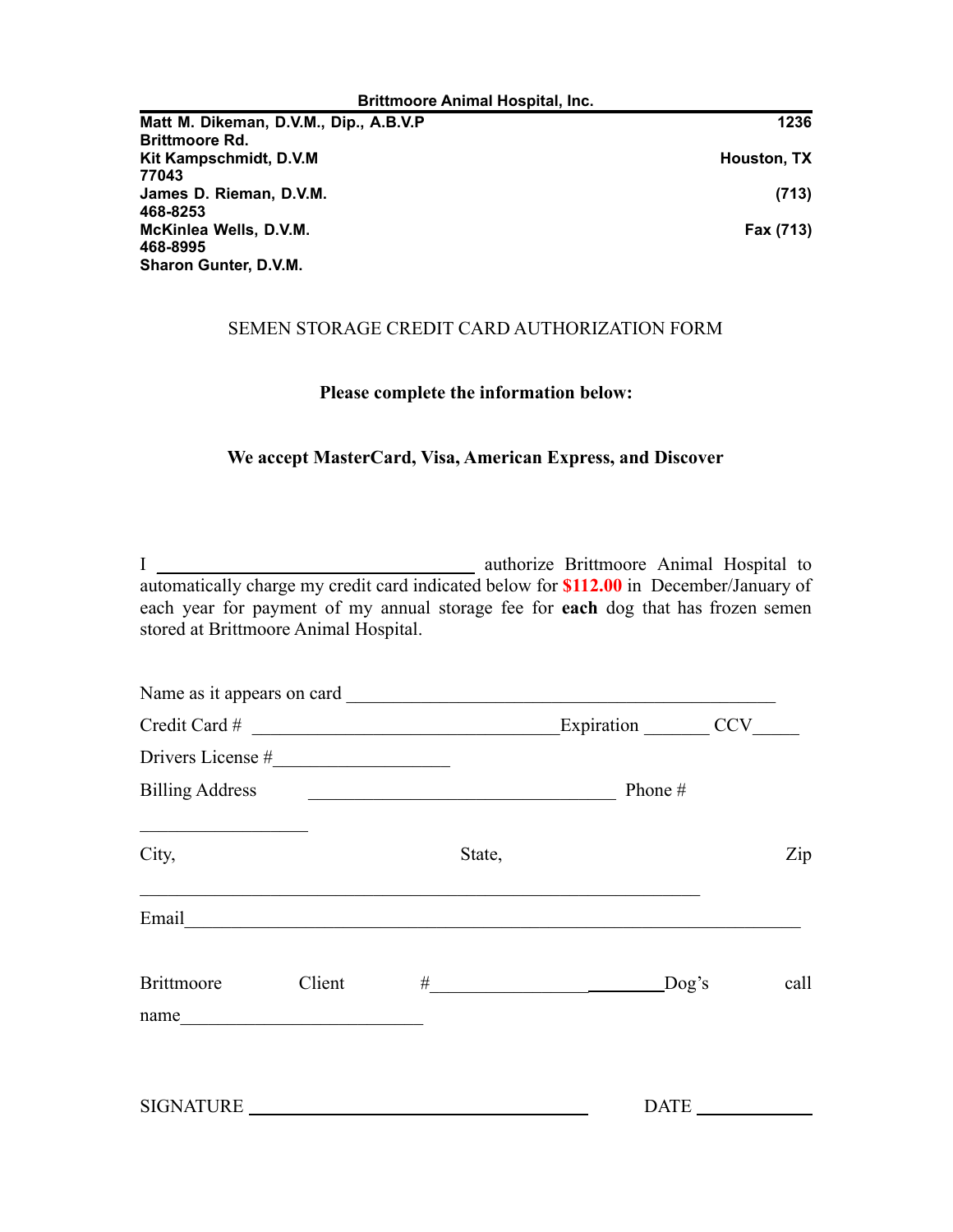**Brittmoore Animal Hospital, Inc.**

**Matt M. Dikeman, D.V.M., Dip., A.B.V.P** — **1236 Brittmoore Rd.**
**Kit Kampschmidt, D.V.M** — **Houston, TX 77043**
**James D. Rieman, D.V.M.** — **(713) 468-8253**
**McKinlea Wells, D.V.M.** — **Fax (713) 468-8995**
**Sharon Gunter, D.V.M.**

SEMEN STORAGE CREDIT CARD AUTHORIZATION FORM

**Please complete the information below:**

**We accept MasterCard, Visa, American Express, and Discover**

I ______________________________ authorize Brittmoore Animal Hospital to automatically charge my credit card indicated below for **$112.00** in December/January of each year for payment of my annual storage fee for **each** dog that has frozen semen stored at Brittmoore Animal Hospital.

Name as it appears on card ________________________________________

Credit Card # ______________________________ Expiration _______ CCV_____

Drivers License #__________________

Billing Address ______________________________ Phone # ________________

City, State, Zip ______________________________________________________

Email______________________________________________________________

Brittmoore Client #________________________ Dog's call name_________________________

SIGNATURE __________________________________ DATE ____________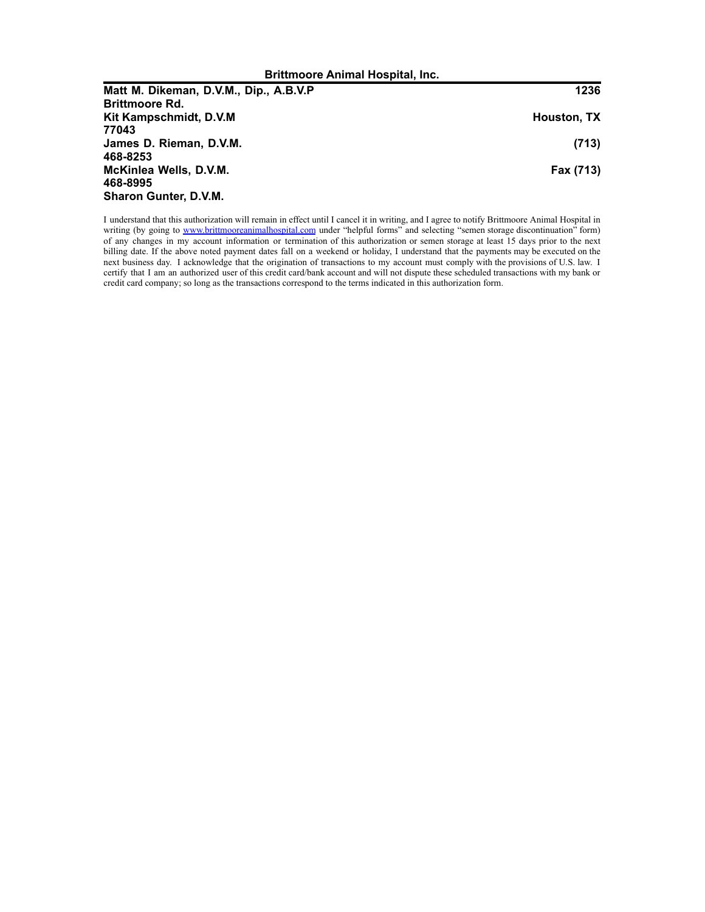**Brittmoore Animal Hospital, Inc.**

**Matt M. Dikeman, D.V.M., Dip., A.B.V.P** — **1236 Brittmoore Rd.**
**Kit Kampschmidt, D.V.M** — **Houston, TX 77043**
**James D. Rieman, D.V.M.** — **(713) 468-8253**
**McKinlea Wells, D.V.M.** — **Fax (713) 468-8995**
**Sharon Gunter, D.V.M.**

I understand that this authorization will remain in effect until I cancel it in writing, and I agree to notify Brittmoore Animal Hospital in writing (by going to www.brittmooreanimalhospital.com under "helpful forms" and selecting "semen storage discontinuation" form) of any changes in my account information or termination of this authorization or semen storage at least 15 days prior to the next billing date. If the above noted payment dates fall on a weekend or holiday, I understand that the payments may be executed on the next business day. I acknowledge that the origination of transactions to my account must comply with the provisions of U.S. law. I certify that I am an authorized user of this credit card/bank account and will not dispute these scheduled transactions with my bank or credit card company; so long as the transactions correspond to the terms indicated in this authorization form.